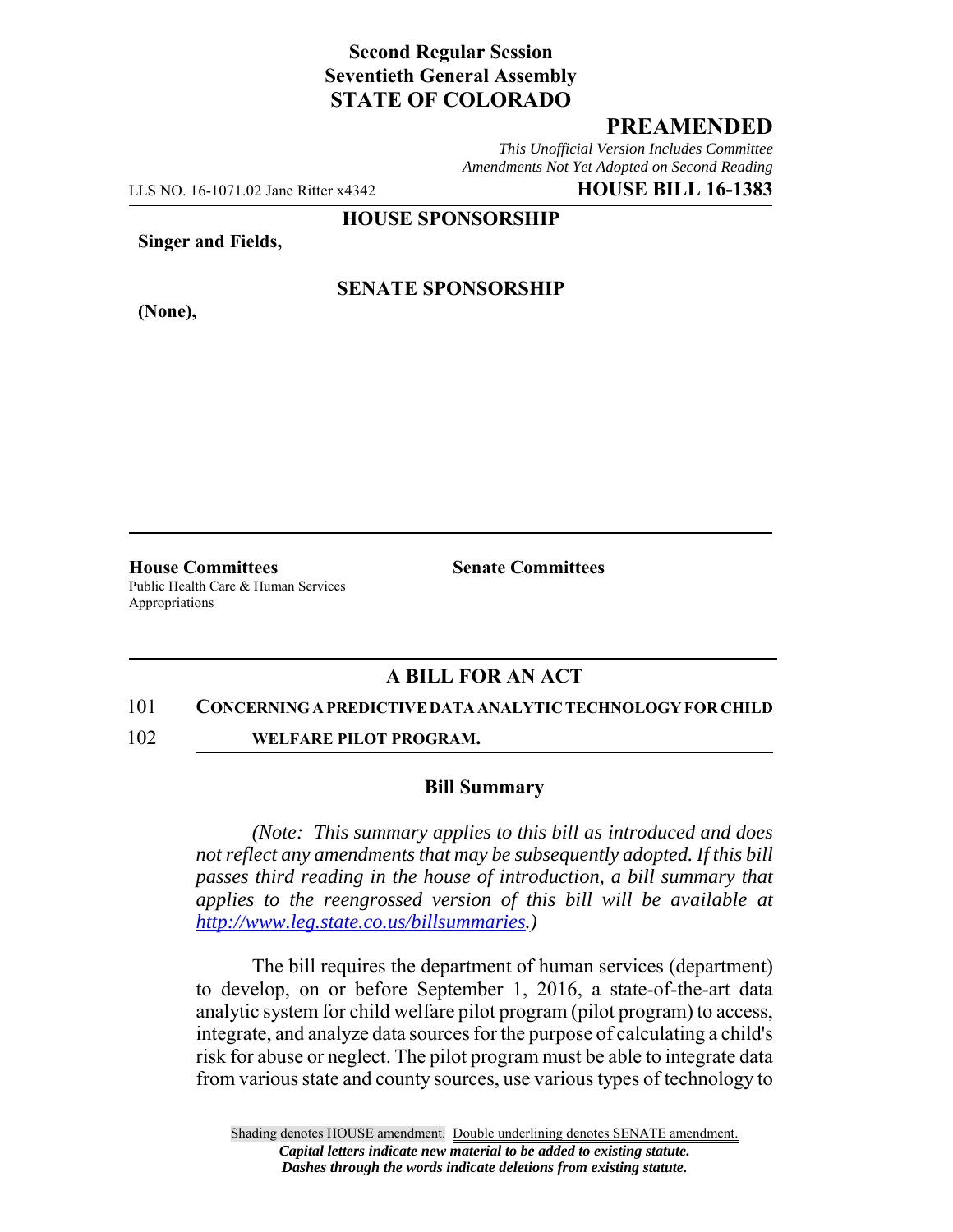**Second Regular Session**
**Seventieth General Assembly**
**STATE OF COLORADO**

## PREAMENDED

*This Unofficial Version Includes Committee Amendments Not Yet Adopted on Second Reading*

LLS NO. 16-1071.02 Jane Ritter x4342 **HOUSE BILL 16-1383**

**HOUSE SPONSORSHIP**

**Singer and Fields,**

**SENATE SPONSORSHIP**

**(None),**

**House Committees**
Public Health Care & Human Services
Appropriations

**Senate Committees**

### A BILL FOR AN ACT

101 **CONCERNING A PREDICTIVE DATA ANALYTIC TECHNOLOGY FOR CHILD**
102 **WELFARE PILOT PROGRAM.**

### Bill Summary

*(Note: This summary applies to this bill as introduced and does not reflect any amendments that may be subsequently adopted. If this bill passes third reading in the house of introduction, a bill summary that applies to the reengrossed version of this bill will be available at http://www.leg.state.co.us/billsummaries.)*

The bill requires the department of human services (department) to develop, on or before September 1, 2016, a state-of-the-art data analytic system for child welfare pilot program (pilot program) to access, integrate, and analyze data sources for the purpose of calculating a child's risk for abuse or neglect. The pilot program must be able to integrate data from various state and county sources, use various types of technology to

Shading denotes HOUSE amendment. Double underlining denotes SENATE amendment.
*Capital letters indicate new material to be added to existing statute.*
*Dashes through the words indicate deletions from existing statute.*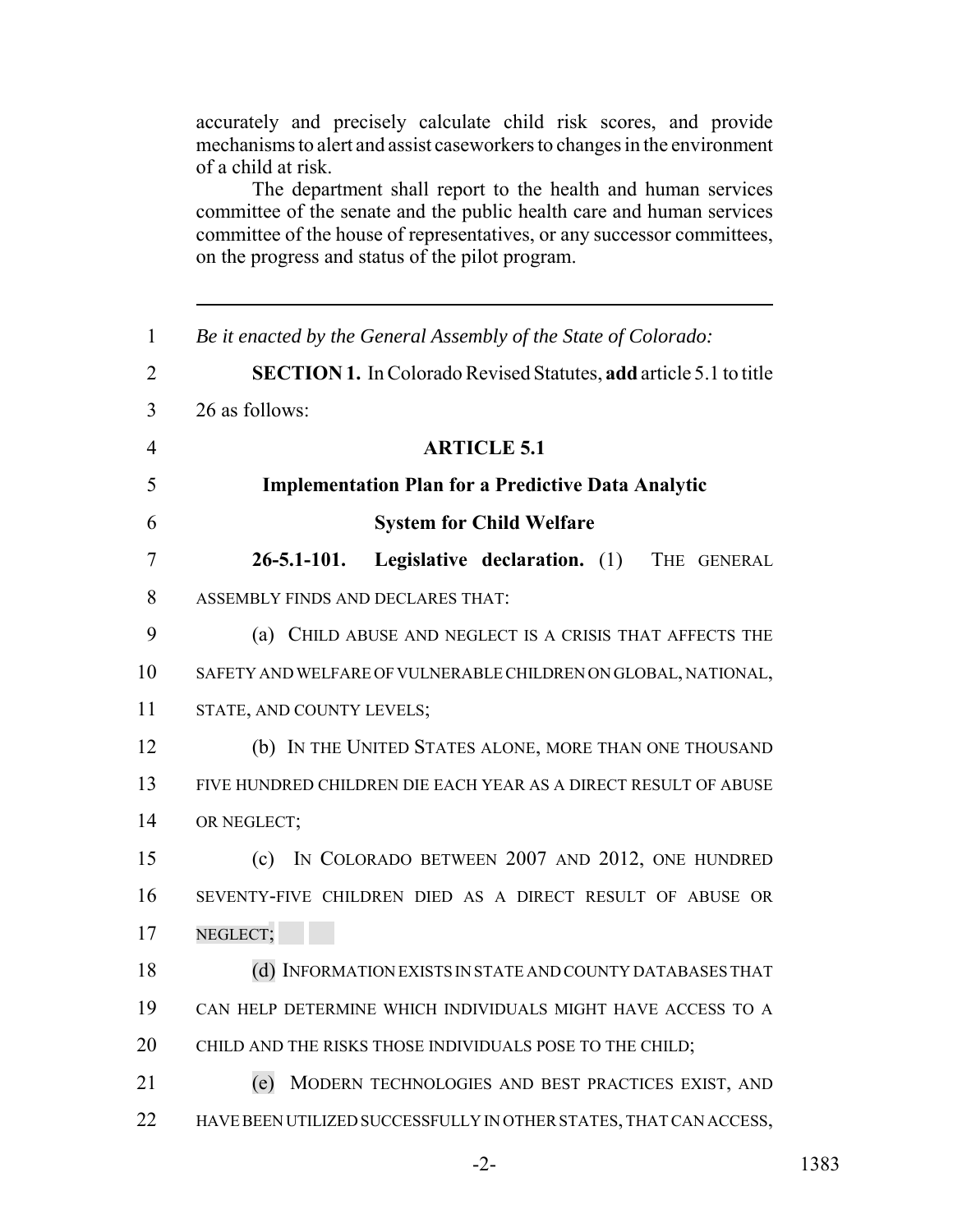accurately and precisely calculate child risk scores, and provide mechanisms to alert and assist caseworkers to changes in the environment of a child at risk.

The department shall report to the health and human services committee of the senate and the public health care and human services committee of the house of representatives, or any successor committees, on the progress and status of the pilot program.

---

1 *Be it enacted by the General Assembly of the State of Colorado:*

2 **SECTION 1.** In Colorado Revised Statutes, **add** article 5.1 to title

3 26 as follows:

4 **ARTICLE 5.1**

5 **Implementation Plan for a Predictive Data Analytic**

6 **System for Child Welfare**

7 **26-5.1-101. Legislative declaration.** (1) THE GENERAL

8 ASSEMBLY FINDS AND DECLARES THAT:

9 (a) CHILD ABUSE AND NEGLECT IS A CRISIS THAT AFFECTS THE

10 SAFETY AND WELFARE OF VULNERABLE CHILDREN ON GLOBAL, NATIONAL,

11 STATE, AND COUNTY LEVELS;

12 (b) IN THE UNITED STATES ALONE, MORE THAN ONE THOUSAND

13 FIVE HUNDRED CHILDREN DIE EACH YEAR AS A DIRECT RESULT OF ABUSE

14 OR NEGLECT;

15 (c) IN COLORADO BETWEEN 2007 AND 2012, ONE HUNDRED

16 SEVENTY-FIVE CHILDREN DIED AS A DIRECT RESULT OF ABUSE OR

17 NEGLECT;

18 (d) INFORMATION EXISTS IN STATE AND COUNTY DATABASES THAT

19 CAN HELP DETERMINE WHICH INDIVIDUALS MIGHT HAVE ACCESS TO A

20 CHILD AND THE RISKS THOSE INDIVIDUALS POSE TO THE CHILD;

21 (e) MODERN TECHNOLOGIES AND BEST PRACTICES EXIST, AND

22 HAVE BEEN UTILIZED SUCCESSFULLY IN OTHER STATES, THAT CAN ACCESS,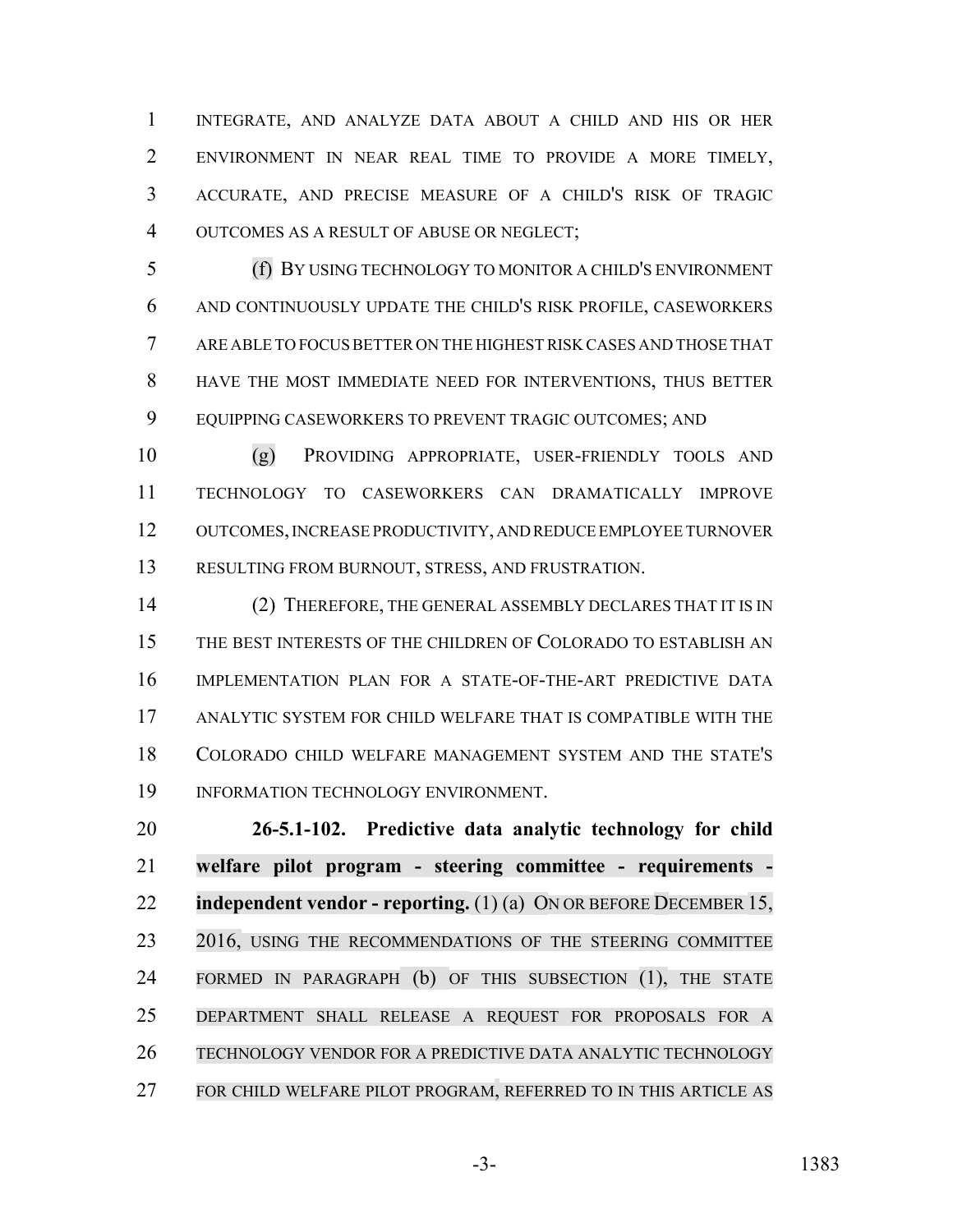INTEGRATE, AND ANALYZE DATA ABOUT A CHILD AND HIS OR HER ENVIRONMENT IN NEAR REAL TIME TO PROVIDE A MORE TIMELY, ACCURATE, AND PRECISE MEASURE OF A CHILD'S RISK OF TRAGIC OUTCOMES AS A RESULT OF ABUSE OR NEGLECT;

(f) BY USING TECHNOLOGY TO MONITOR A CHILD'S ENVIRONMENT AND CONTINUOUSLY UPDATE THE CHILD'S RISK PROFILE, CASEWORKERS ARE ABLE TO FOCUS BETTER ON THE HIGHEST RISK CASES AND THOSE THAT HAVE THE MOST IMMEDIATE NEED FOR INTERVENTIONS, THUS BETTER EQUIPPING CASEWORKERS TO PREVENT TRAGIC OUTCOMES; AND

(g) PROVIDING APPROPRIATE, USER-FRIENDLY TOOLS AND TECHNOLOGY TO CASEWORKERS CAN DRAMATICALLY IMPROVE OUTCOMES, INCREASE PRODUCTIVITY, AND REDUCE EMPLOYEE TURNOVER RESULTING FROM BURNOUT, STRESS, AND FRUSTRATION.

(2) THEREFORE, THE GENERAL ASSEMBLY DECLARES THAT IT IS IN THE BEST INTERESTS OF THE CHILDREN OF COLORADO TO ESTABLISH AN IMPLEMENTATION PLAN FOR A STATE-OF-THE-ART PREDICTIVE DATA ANALYTIC SYSTEM FOR CHILD WELFARE THAT IS COMPATIBLE WITH THE COLORADO CHILD WELFARE MANAGEMENT SYSTEM AND THE STATE'S INFORMATION TECHNOLOGY ENVIRONMENT.

**26-5.1-102. Predictive data analytic technology for child welfare pilot program - steering committee - requirements - independent vendor - reporting.** (1) (a) ON OR BEFORE DECEMBER 15, 2016, USING THE RECOMMENDATIONS OF THE STEERING COMMITTEE FORMED IN PARAGRAPH (b) OF THIS SUBSECTION (1), THE STATE DEPARTMENT SHALL RELEASE A REQUEST FOR PROPOSALS FOR A TECHNOLOGY VENDOR FOR A PREDICTIVE DATA ANALYTIC TECHNOLOGY FOR CHILD WELFARE PILOT PROGRAM, REFERRED TO IN THIS ARTICLE AS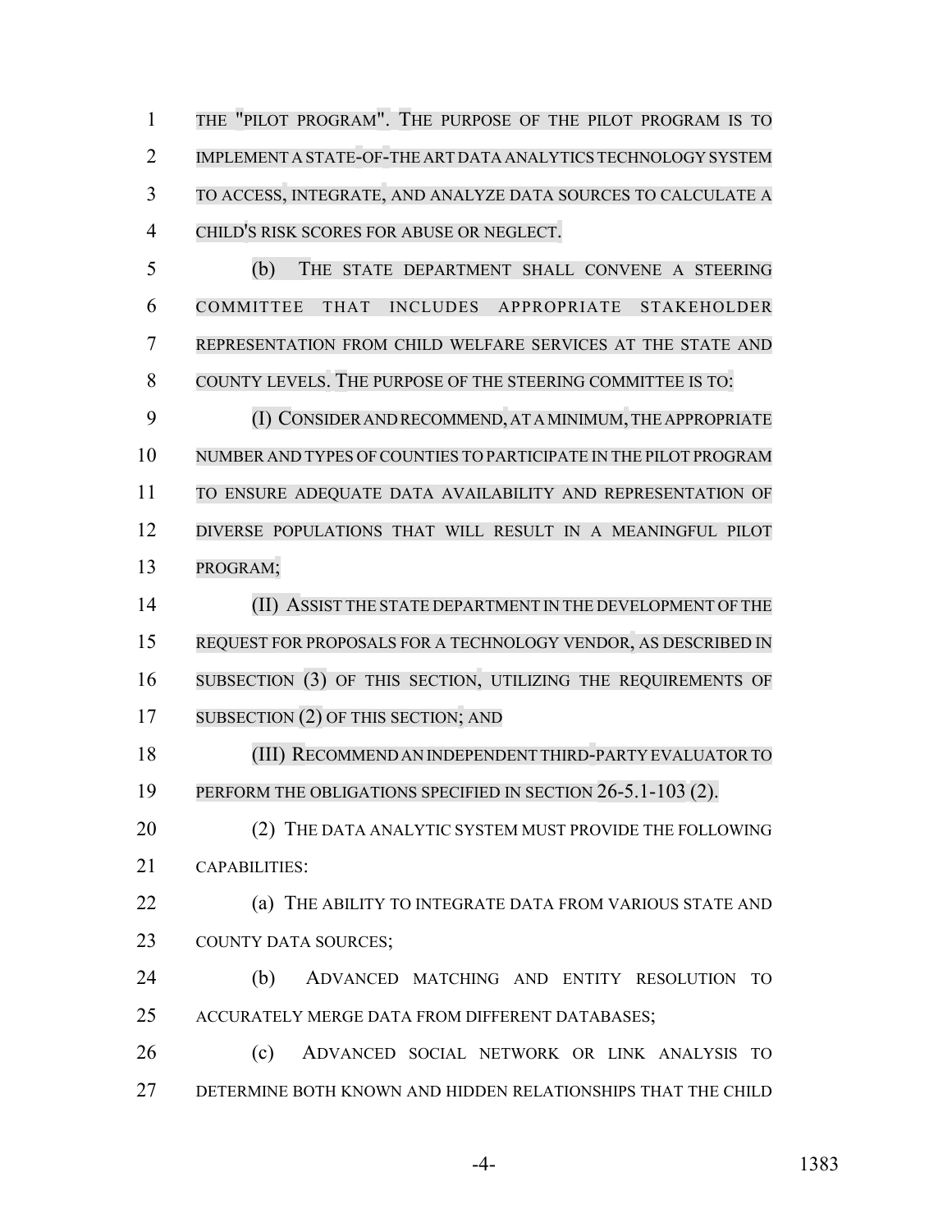THE "PILOT PROGRAM". THE PURPOSE OF THE PILOT PROGRAM IS TO IMPLEMENT A STATE-OF-THE ART DATA ANALYTICS TECHNOLOGY SYSTEM TO ACCESS, INTEGRATE, AND ANALYZE DATA SOURCES TO CALCULATE A CHILD'S RISK SCORES FOR ABUSE OR NEGLECT.

(b) THE STATE DEPARTMENT SHALL CONVENE A STEERING COMMITTEE THAT INCLUDES APPROPRIATE STAKEHOLDER REPRESENTATION FROM CHILD WELFARE SERVICES AT THE STATE AND COUNTY LEVELS. THE PURPOSE OF THE STEERING COMMITTEE IS TO:

(I) CONSIDER AND RECOMMEND, AT A MINIMUM, THE APPROPRIATE NUMBER AND TYPES OF COUNTIES TO PARTICIPATE IN THE PILOT PROGRAM TO ENSURE ADEQUATE DATA AVAILABILITY AND REPRESENTATION OF DIVERSE POPULATIONS THAT WILL RESULT IN A MEANINGFUL PILOT PROGRAM;

(II) ASSIST THE STATE DEPARTMENT IN THE DEVELOPMENT OF THE REQUEST FOR PROPOSALS FOR A TECHNOLOGY VENDOR, AS DESCRIBED IN SUBSECTION (3) OF THIS SECTION, UTILIZING THE REQUIREMENTS OF SUBSECTION (2) OF THIS SECTION; AND

(III) RECOMMEND AN INDEPENDENT THIRD-PARTY EVALUATOR TO PERFORM THE OBLIGATIONS SPECIFIED IN SECTION 26-5.1-103 (2).

(2) THE DATA ANALYTIC SYSTEM MUST PROVIDE THE FOLLOWING CAPABILITIES:

(a) THE ABILITY TO INTEGRATE DATA FROM VARIOUS STATE AND COUNTY DATA SOURCES;

(b) ADVANCED MATCHING AND ENTITY RESOLUTION TO ACCURATELY MERGE DATA FROM DIFFERENT DATABASES;

(c) ADVANCED SOCIAL NETWORK OR LINK ANALYSIS TO DETERMINE BOTH KNOWN AND HIDDEN RELATIONSHIPS THAT THE CHILD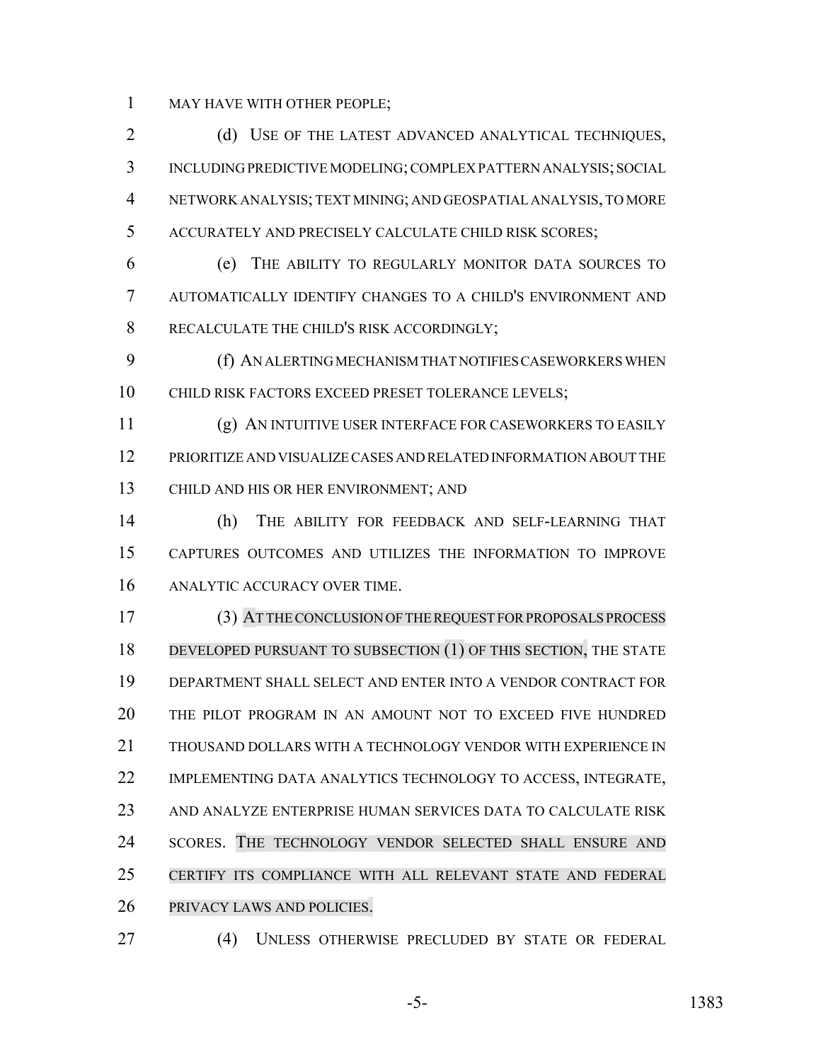MAY HAVE WITH OTHER PEOPLE;

(d) USE OF THE LATEST ADVANCED ANALYTICAL TECHNIQUES, INCLUDING PREDICTIVE MODELING; COMPLEX PATTERN ANALYSIS; SOCIAL NETWORK ANALYSIS; TEXT MINING; AND GEOSPATIAL ANALYSIS, TO MORE ACCURATELY AND PRECISELY CALCULATE CHILD RISK SCORES;

(e) THE ABILITY TO REGULARLY MONITOR DATA SOURCES TO AUTOMATICALLY IDENTIFY CHANGES TO A CHILD'S ENVIRONMENT AND RECALCULATE THE CHILD'S RISK ACCORDINGLY;

(f) AN ALERTING MECHANISM THAT NOTIFIES CASEWORKERS WHEN CHILD RISK FACTORS EXCEED PRESET TOLERANCE LEVELS;

(g) AN INTUITIVE USER INTERFACE FOR CASEWORKERS TO EASILY PRIORITIZE AND VISUALIZE CASES AND RELATED INFORMATION ABOUT THE CHILD AND HIS OR HER ENVIRONMENT; AND

(h) THE ABILITY FOR FEEDBACK AND SELF-LEARNING THAT CAPTURES OUTCOMES AND UTILIZES THE INFORMATION TO IMPROVE ANALYTIC ACCURACY OVER TIME.

(3) AT THE CONCLUSION OF THE REQUEST FOR PROPOSALS PROCESS DEVELOPED PURSUANT TO SUBSECTION (1) OF THIS SECTION, THE STATE DEPARTMENT SHALL SELECT AND ENTER INTO A VENDOR CONTRACT FOR THE PILOT PROGRAM IN AN AMOUNT NOT TO EXCEED FIVE HUNDRED THOUSAND DOLLARS WITH A TECHNOLOGY VENDOR WITH EXPERIENCE IN IMPLEMENTING DATA ANALYTICS TECHNOLOGY TO ACCESS, INTEGRATE, AND ANALYZE ENTERPRISE HUMAN SERVICES DATA TO CALCULATE RISK SCORES. THE TECHNOLOGY VENDOR SELECTED SHALL ENSURE AND CERTIFY ITS COMPLIANCE WITH ALL RELEVANT STATE AND FEDERAL PRIVACY LAWS AND POLICIES.

(4) UNLESS OTHERWISE PRECLUDED BY STATE OR FEDERAL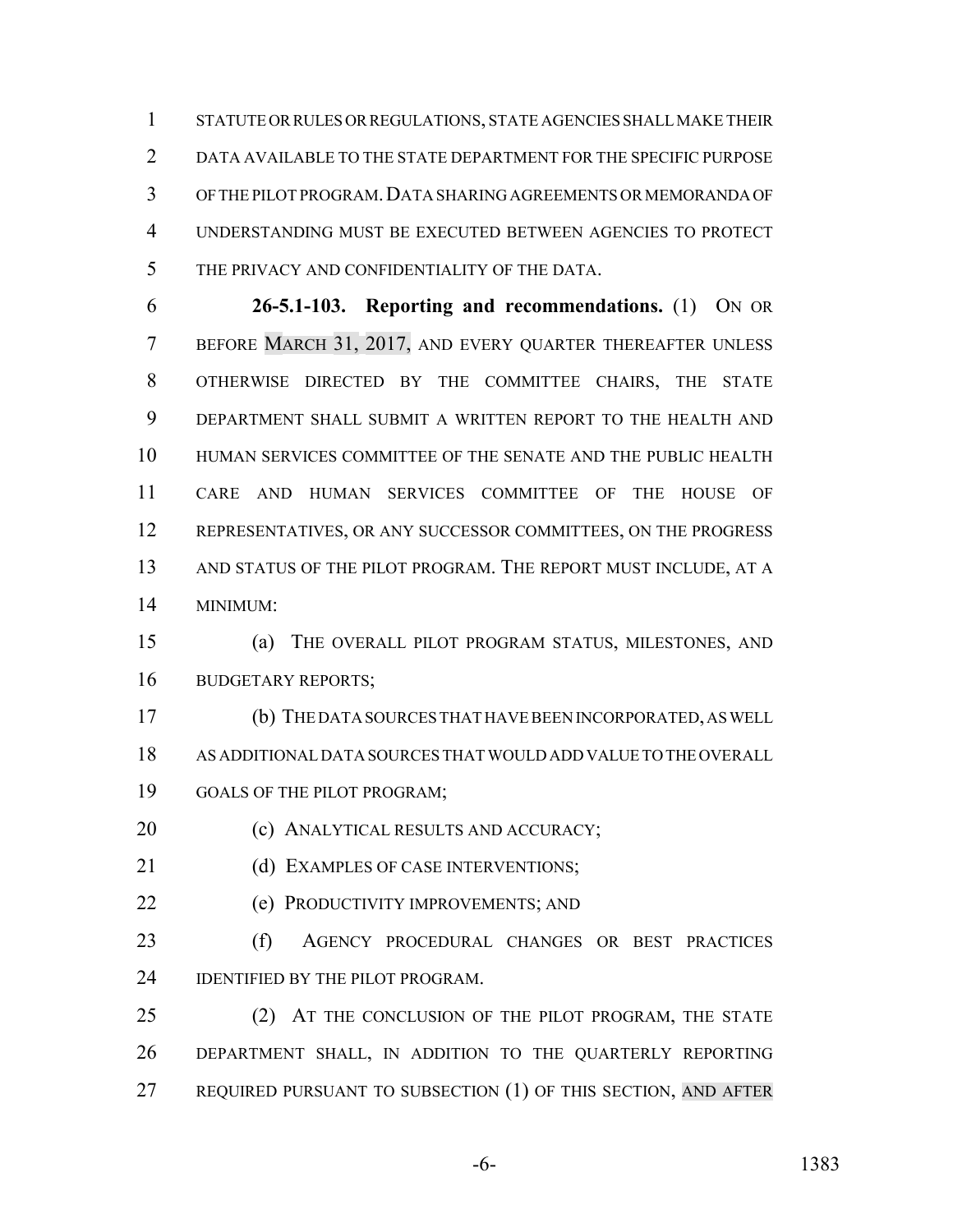STATUTE OR RULES OR REGULATIONS, STATE AGENCIES SHALL MAKE THEIR DATA AVAILABLE TO THE STATE DEPARTMENT FOR THE SPECIFIC PURPOSE OF THE PILOT PROGRAM. DATA SHARING AGREEMENTS OR MEMORANDA OF UNDERSTANDING MUST BE EXECUTED BETWEEN AGENCIES TO PROTECT THE PRIVACY AND CONFIDENTIALITY OF THE DATA.

**26-5.1-103. Reporting and recommendations.** (1) ON OR BEFORE MARCH 31, 2017, AND EVERY QUARTER THEREAFTER UNLESS OTHERWISE DIRECTED BY THE COMMITTEE CHAIRS, THE STATE DEPARTMENT SHALL SUBMIT A WRITTEN REPORT TO THE HEALTH AND HUMAN SERVICES COMMITTEE OF THE SENATE AND THE PUBLIC HEALTH CARE AND HUMAN SERVICES COMMITTEE OF THE HOUSE OF REPRESENTATIVES, OR ANY SUCCESSOR COMMITTEES, ON THE PROGRESS AND STATUS OF THE PILOT PROGRAM. THE REPORT MUST INCLUDE, AT A MINIMUM:

(a) THE OVERALL PILOT PROGRAM STATUS, MILESTONES, AND BUDGETARY REPORTS;

(b) THE DATA SOURCES THAT HAVE BEEN INCORPORATED, AS WELL AS ADDITIONAL DATA SOURCES THAT WOULD ADD VALUE TO THE OVERALL GOALS OF THE PILOT PROGRAM;

(c) ANALYTICAL RESULTS AND ACCURACY;

(d) EXAMPLES OF CASE INTERVENTIONS;

(e) PRODUCTIVITY IMPROVEMENTS; AND

(f) AGENCY PROCEDURAL CHANGES OR BEST PRACTICES IDENTIFIED BY THE PILOT PROGRAM.

(2) AT THE CONCLUSION OF THE PILOT PROGRAM, THE STATE DEPARTMENT SHALL, IN ADDITION TO THE QUARTERLY REPORTING REQUIRED PURSUANT TO SUBSECTION (1) OF THIS SECTION, AND AFTER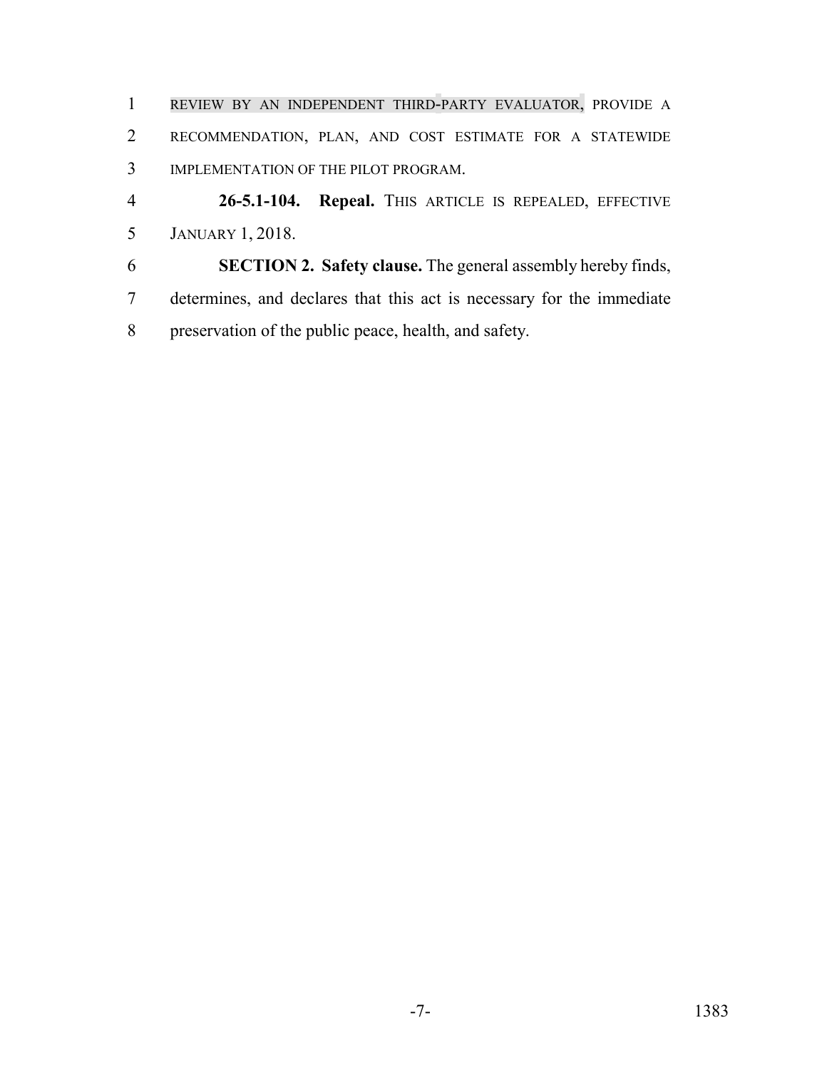REVIEW BY AN INDEPENDENT THIRD-PARTY EVALUATOR, PROVIDE A RECOMMENDATION, PLAN, AND COST ESTIMATE FOR A STATEWIDE IMPLEMENTATION OF THE PILOT PROGRAM.

**26-5.1-104. Repeal.** THIS ARTICLE IS REPEALED, EFFECTIVE JANUARY 1, 2018.

**SECTION 2. Safety clause.** The general assembly hereby finds, determines, and declares that this act is necessary for the immediate preservation of the public peace, health, and safety.